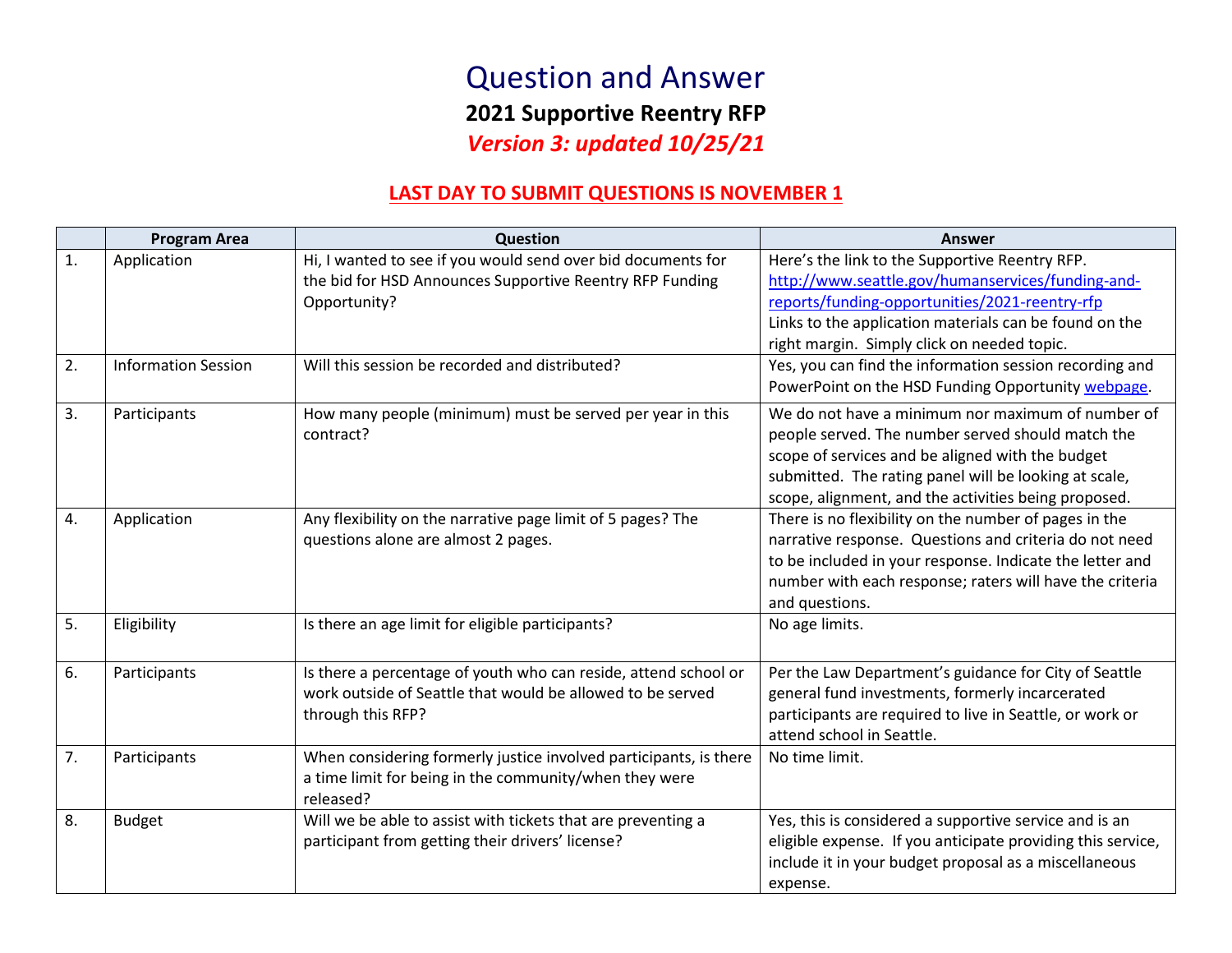# Question and Answer

## 2021 Supportive Reentry RFP

***Version 3: updated 10/25/21***

**LAST DAY TO SUBMIT QUESTIONS IS NOVEMBER 1**

| | Program Area | Question | Answer |
|---|---|---|---|
| 1. | Application | Hi, I wanted to see if you would send over bid documents for the bid for HSD Announces Supportive Reentry RFP Funding Opportunity? | Here's the link to the Supportive Reentry RFP. [http://www.seattle.gov/humanservices/funding-and-reports/funding-opportunities/2021-reentry-rfp](http://www.seattle.gov/humanservices/funding-and-reports/funding-opportunities/2021-reentry-rfp) Links to the application materials can be found on the right margin. Simply click on needed topic. |
| 2. | Information Session | Will this session be recorded and distributed? | Yes, you can find the information session recording and PowerPoint on the HSD Funding Opportunity webpage. |
| 3. | Participants | How many people (minimum) must be served per year in this contract? | We do not have a minimum nor maximum of number of people served. The number served should match the scope of services and be aligned with the budget submitted. The rating panel will be looking at scale, scope, alignment, and the activities being proposed. |
| 4. | Application | Any flexibility on the narrative page limit of 5 pages? The questions alone are almost 2 pages. | There is no flexibility on the number of pages in the narrative response. Questions and criteria do not need to be included in your response. Indicate the letter and number with each response; raters will have the criteria and questions. |
| 5. | Eligibility | Is there an age limit for eligible participants? | No age limits. |
| 6. | Participants | Is there a percentage of youth who can reside, attend school or work outside of Seattle that would be allowed to be served through this RFP? | Per the Law Department's guidance for City of Seattle general fund investments, formerly incarcerated participants are required to live in Seattle, or work or attend school in Seattle. |
| 7. | Participants | When considering formerly justice involved participants, is there a time limit for being in the community/when they were released? | No time limit. |
| 8. | Budget | Will we be able to assist with tickets that are preventing a participant from getting their drivers' license? | Yes, this is considered a supportive service and is an eligible expense. If you anticipate providing this service, include it in your budget proposal as a miscellaneous expense. |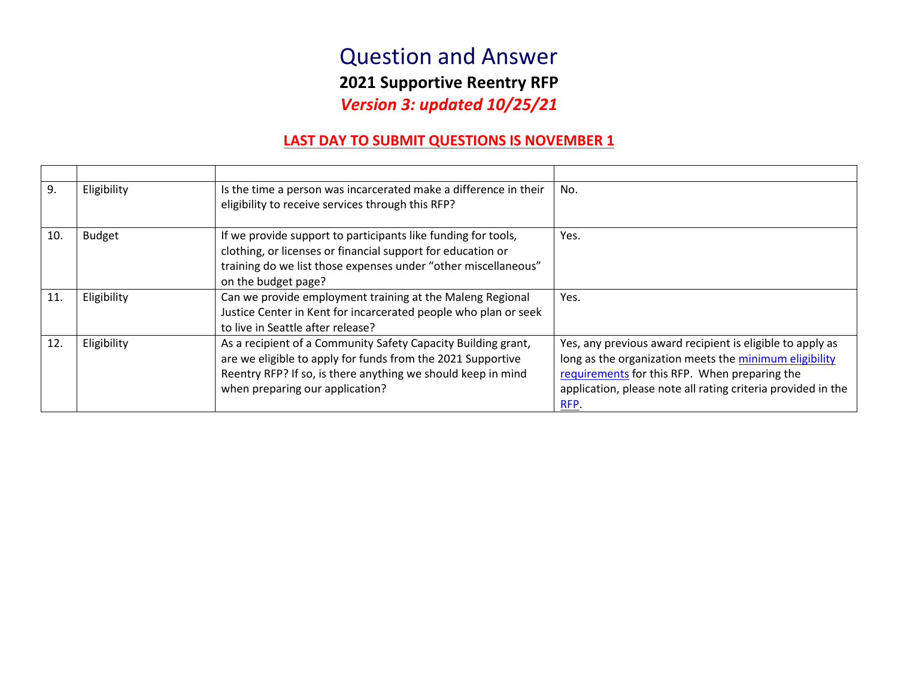# Question and Answer

**2021 Supportive Reentry RFP**

***Version 3: updated 10/25/21***

**LAST DAY TO SUBMIT QUESTIONS IS NOVEMBER 1**

| | | | |
|---|---|---|---|
| 9. | Eligibility | Is the time a person was incarcerated make a difference in their eligibility to receive services through this RFP? | No. |
| 10. | Budget | If we provide support to participants like funding for tools, clothing, or licenses or financial support for education or training do we list those expenses under "other miscellaneous" on the budget page? | Yes. |
| 11. | Eligibility | Can we provide employment training at the Maleng Regional Justice Center in Kent for incarcerated people who plan or seek to live in Seattle after release? | Yes. |
| 12. | Eligibility | As a recipient of a Community Safety Capacity Building grant, are we eligible to apply for funds from the 2021 Supportive Reentry RFP? If so, is there anything we should keep in mind when preparing our application? | Yes, any previous award recipient is eligible to apply as long as the organization meets the minimum eligibility requirements for this RFP. When preparing the application, please note all rating criteria provided in the RFP. |